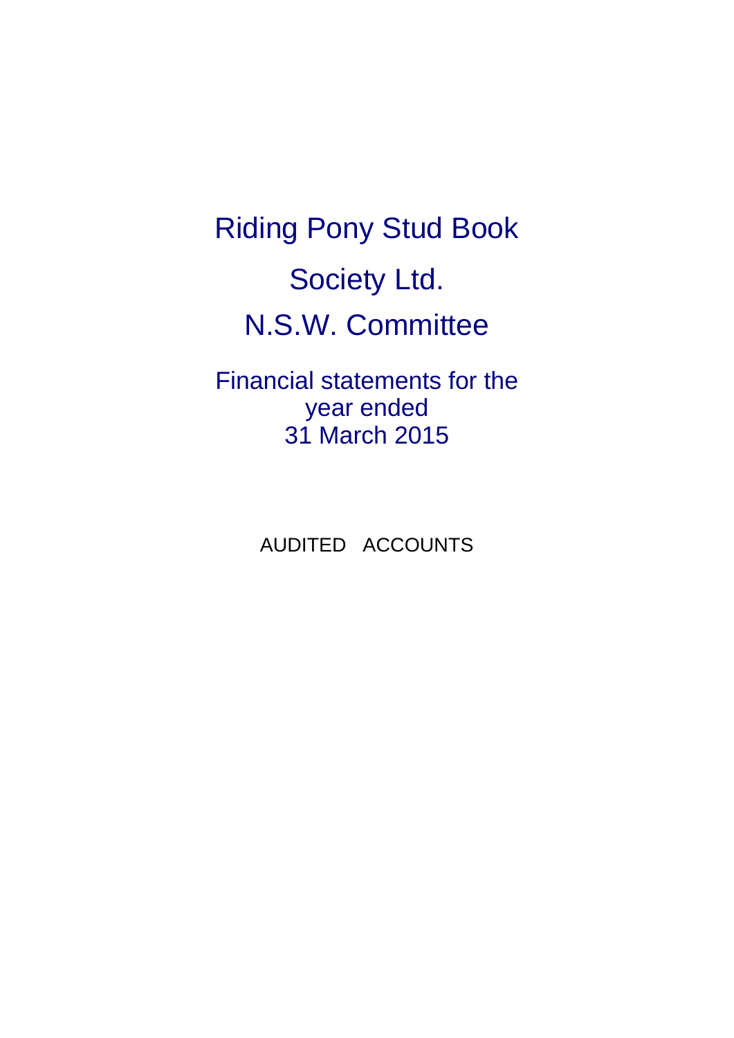# Riding Pony Stud Book Society Ltd.

# N.S.W. Committee

## Financial statements for the year ended 31 March 2015

AUDITED ACCOUNTS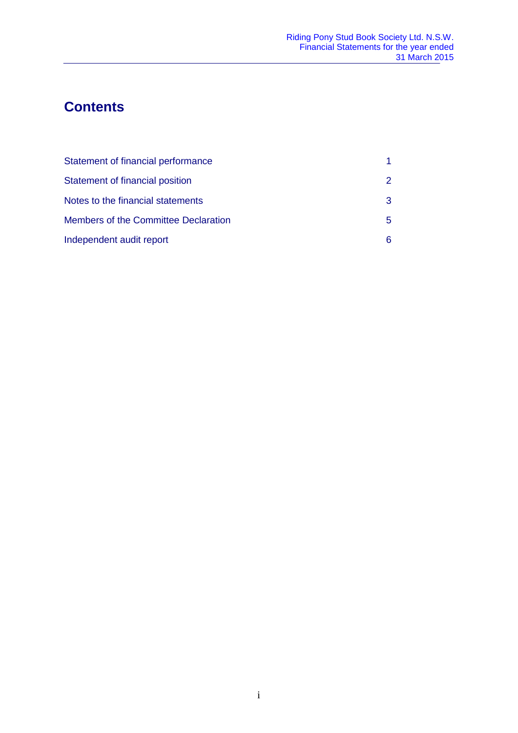# Contents

| | |
|---|---|
| Statement of financial performance | 1 |
| Statement of financial position | 2 |
| Notes to the financial statements | 3 |
| Members of the Committee Declaration | 5 |
| Independent audit report | 6 |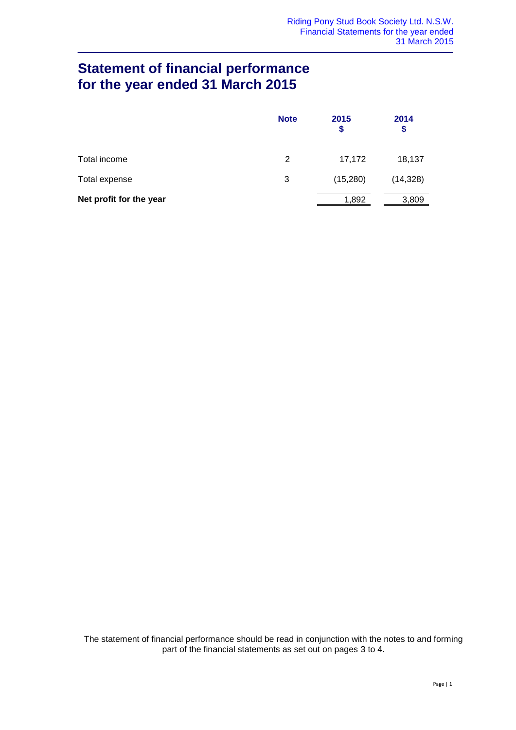# Statement of financial performance for the year ended 31 March 2015

| | Note | 2015 $ | 2014 $ |
|---|---|---|---|
| Total income | 2 | 17,172 | 18,137 |
| Total expense | 3 | (15,280) | (14,328) |
| **Net profit for the year** | | 1,892 | 3,809 |

The statement of financial performance should be read in conjunction with the notes to and forming part of the financial statements as set out on pages 3 to 4.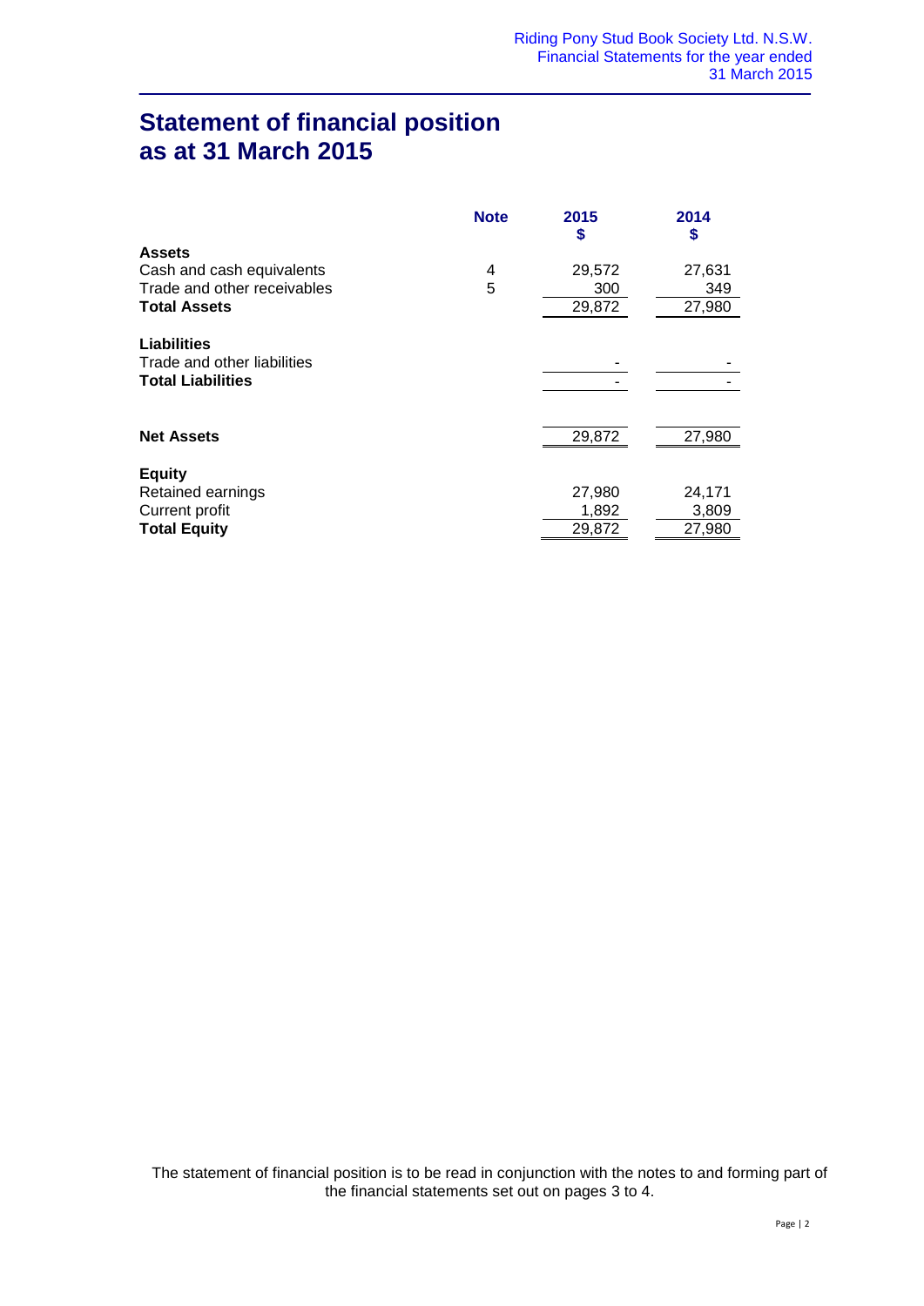# Statement of financial position as at 31 March 2015

| | Note | 2015 $ | 2014 $ |
|---|---|---|---|
| **Assets** | | | |
| Cash and cash equivalents | 4 | 29,572 | 27,631 |
| Trade and other receivables | 5 | 300 | 349 |
| **Total Assets** | | 29,872 | 27,980 |
| **Liabilities** | | | |
| Trade and other liabilities | | - | - |
| **Total Liabilities** | | - | - |
| **Net Assets** | | 29,872 | 27,980 |
| **Equity** | | | |
| Retained earnings | | 27,980 | 24,171 |
| Current profit | | 1,892 | 3,809 |
| **Total Equity** | | 29,872 | 27,980 |

The statement of financial position is to be read in conjunction with the notes to and forming part of the financial statements set out on pages 3 to 4.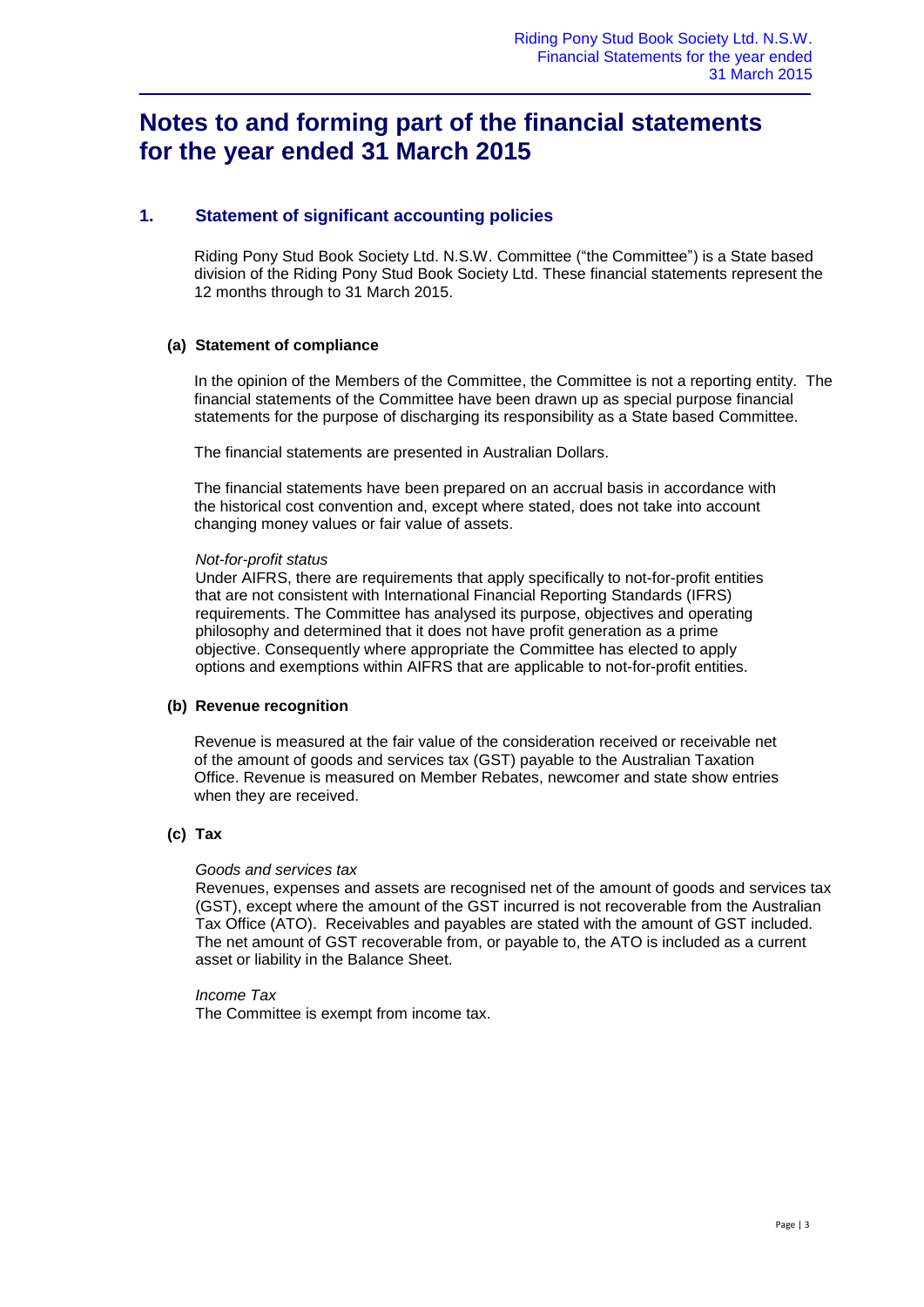# Notes to and forming part of the financial statements for the year ended 31 March 2015

## 1. Statement of significant accounting policies

Riding Pony Stud Book Society Ltd. N.S.W. Committee ("the Committee") is a State based division of the Riding Pony Stud Book Society Ltd. These financial statements represent the 12 months through to 31 March 2015.

### (a) Statement of compliance

In the opinion of the Members of the Committee, the Committee is not a reporting entity. The financial statements of the Committee have been drawn up as special purpose financial statements for the purpose of discharging its responsibility as a State based Committee.

The financial statements are presented in Australian Dollars.

The financial statements have been prepared on an accrual basis in accordance with the historical cost convention and, except where stated, does not take into account changing money values or fair value of assets.

*Not-for-profit status*

Under AIFRS, there are requirements that apply specifically to not-for-profit entities that are not consistent with International Financial Reporting Standards (IFRS) requirements. The Committee has analysed its purpose, objectives and operating philosophy and determined that it does not have profit generation as a prime objective. Consequently where appropriate the Committee has elected to apply options and exemptions within AIFRS that are applicable to not-for-profit entities.

### (b) Revenue recognition

Revenue is measured at the fair value of the consideration received or receivable net of the amount of goods and services tax (GST) payable to the Australian Taxation Office. Revenue is measured on Member Rebates, newcomer and state show entries when they are received.

### (c) Tax

*Goods and services tax*

Revenues, expenses and assets are recognised net of the amount of goods and services tax (GST), except where the amount of the GST incurred is not recoverable from the Australian Tax Office (ATO). Receivables and payables are stated with the amount of GST included. The net amount of GST recoverable from, or payable to, the ATO is included as a current asset or liability in the Balance Sheet.

*Income Tax*

The Committee is exempt from income tax.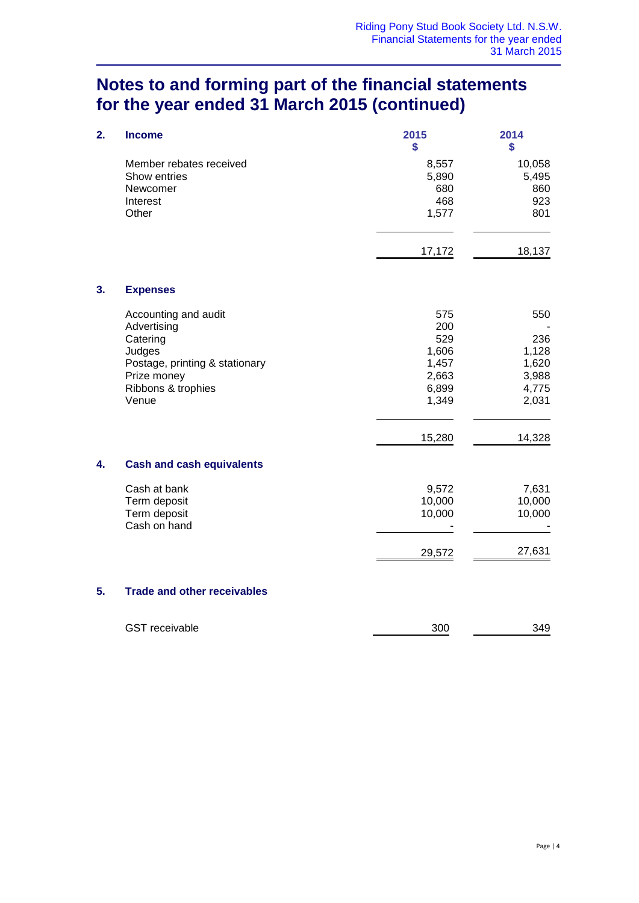# Notes to and forming part of the financial statements for the year ended 31 March 2015 (continued)

## 2. Income

| | 2015<br>$ | 2014<br>$ |
|---|---|---|
| Member rebates received | 8,557 | 10,058 |
| Show entries | 5,890 | 5,495 |
| Newcomer | 680 | 860 |
| Interest | 468 | 923 |
| Other | 1,577 | 801 |
| | 17,172 | 18,137 |

## 3. Expenses

| | 2015<br>$ | 2014<br>$ |
|---|---|---|
| Accounting and audit | 575 | 550 |
| Advertising | 200 | - |
| Catering | 529 | 236 |
| Judges | 1,606 | 1,128 |
| Postage, printing & stationary | 1,457 | 1,620 |
| Prize money | 2,663 | 3,988 |
| Ribbons & trophies | 6,899 | 4,775 |
| Venue | 1,349 | 2,031 |
| | 15,280 | 14,328 |

## 4. Cash and cash equivalents

| | 2015<br>$ | 2014<br>$ |
|---|---|---|
| Cash at bank | 9,572 | 7,631 |
| Term deposit | 10,000 | 10,000 |
| Term deposit | 10,000 | 10,000 |
| Cash on hand | - | - |
| | 29,572 | 27,631 |

## 5. Trade and other receivables

| | 2015<br>$ | 2014<br>$ |
|---|---|---|
| GST receivable | 300 | 349 |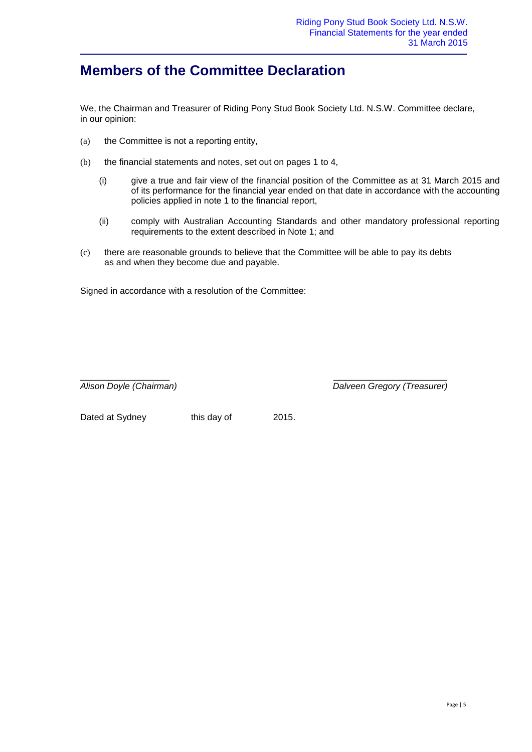# Members of the Committee Declaration

We, the Chairman and Treasurer of Riding Pony Stud Book Society Ltd. N.S.W. Committee declare, in our opinion:

(a) the Committee is not a reporting entity,

(b) the financial statements and notes, set out on pages 1 to 4,

  (i) give a true and fair view of the financial position of the Committee as at 31 March 2015 and of its performance for the financial year ended on that date in accordance with the accounting policies applied in note 1 to the financial report,

  (ii) comply with Australian Accounting Standards and other mandatory professional reporting requirements to the extent described in Note 1; and

(c) there are reasonable grounds to believe that the Committee will be able to pay its debts as and when they become due and payable.

Signed in accordance with a resolution of the Committee:

\_\_\_\_\_\_\_\_\_\_\_\_\_\_\_\_\_\_ *Alison Doyle (Chairman)*

\_\_\_\_\_\_\_\_\_\_\_\_\_\_\_\_\_\_ *Dalveen Gregory (Treasurer)*

Dated at Sydney this day of 2015.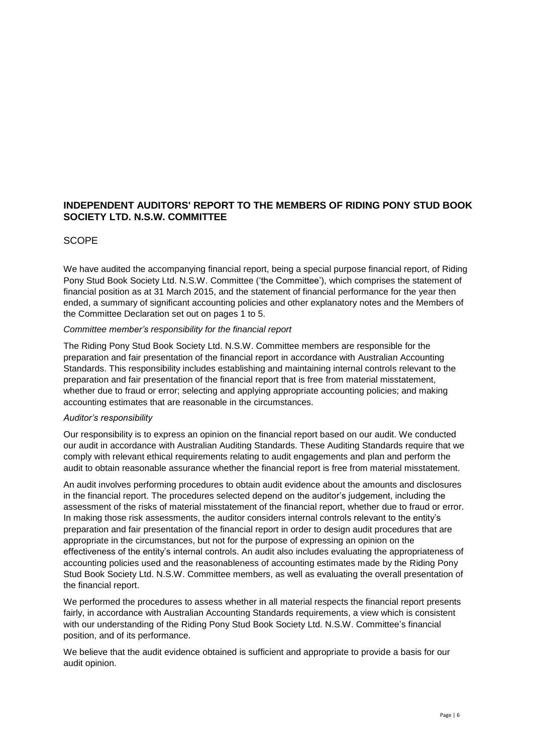## INDEPENDENT AUDITORS' REPORT TO THE MEMBERS OF RIDING PONY STUD BOOK SOCIETY LTD. N.S.W. COMMITTEE

SCOPE

We have audited the accompanying financial report, being a special purpose financial report, of Riding Pony Stud Book Society Ltd. N.S.W. Committee ('the Committee'), which comprises the statement of financial position as at 31 March 2015, and the statement of financial performance for the year then ended, a summary of significant accounting policies and other explanatory notes and the Members of the Committee Declaration set out on pages 1 to 5.

*Committee member's responsibility for the financial report*

The Riding Pony Stud Book Society Ltd. N.S.W. Committee members are responsible for the preparation and fair presentation of the financial report in accordance with Australian Accounting Standards. This responsibility includes establishing and maintaining internal controls relevant to the preparation and fair presentation of the financial report that is free from material misstatement, whether due to fraud or error; selecting and applying appropriate accounting policies; and making accounting estimates that are reasonable in the circumstances.

*Auditor's responsibility*

Our responsibility is to express an opinion on the financial report based on our audit. We conducted our audit in accordance with Australian Auditing Standards. These Auditing Standards require that we comply with relevant ethical requirements relating to audit engagements and plan and perform the audit to obtain reasonable assurance whether the financial report is free from material misstatement.

An audit involves performing procedures to obtain audit evidence about the amounts and disclosures in the financial report. The procedures selected depend on the auditor's judgement, including the assessment of the risks of material misstatement of the financial report, whether due to fraud or error. In making those risk assessments, the auditor considers internal controls relevant to the entity's preparation and fair presentation of the financial report in order to design audit procedures that are appropriate in the circumstances, but not for the purpose of expressing an opinion on the effectiveness of the entity's internal controls. An audit also includes evaluating the appropriateness of accounting policies used and the reasonableness of accounting estimates made by the Riding Pony Stud Book Society Ltd. N.S.W. Committee members, as well as evaluating the overall presentation of the financial report.

We performed the procedures to assess whether in all material respects the financial report presents fairly, in accordance with Australian Accounting Standards requirements, a view which is consistent with our understanding of the Riding Pony Stud Book Society Ltd. N.S.W. Committee's financial position, and of its performance.

We believe that the audit evidence obtained is sufficient and appropriate to provide a basis for our audit opinion.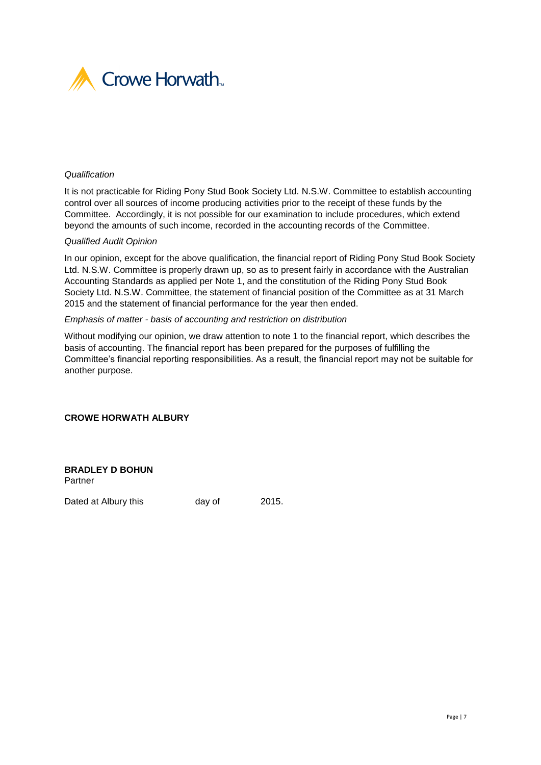*Qualification*

It is not practicable for Riding Pony Stud Book Society Ltd. N.S.W. Committee to establish accounting control over all sources of income producing activities prior to the receipt of these funds by the Committee. Accordingly, it is not possible for our examination to include procedures, which extend beyond the amounts of such income, recorded in the accounting records of the Committee.

*Qualified Audit Opinion*

In our opinion, except for the above qualification, the financial report of Riding Pony Stud Book Society Ltd. N.S.W. Committee is properly drawn up, so as to present fairly in accordance with the Australian Accounting Standards as applied per Note 1, and the constitution of the Riding Pony Stud Book Society Ltd. N.S.W. Committee, the statement of financial position of the Committee as at 31 March 2015 and the statement of financial performance for the year then ended.

*Emphasis of matter - basis of accounting and restriction on distribution*

Without modifying our opinion, we draw attention to note 1 to the financial report, which describes the basis of accounting. The financial report has been prepared for the purposes of fulfilling the Committee's financial reporting responsibilities. As a result, the financial report may not be suitable for another purpose.

**CROWE HORWATH ALBURY**

**BRADLEY D BOHUN**
Partner

Dated at Albury this day of 2015.